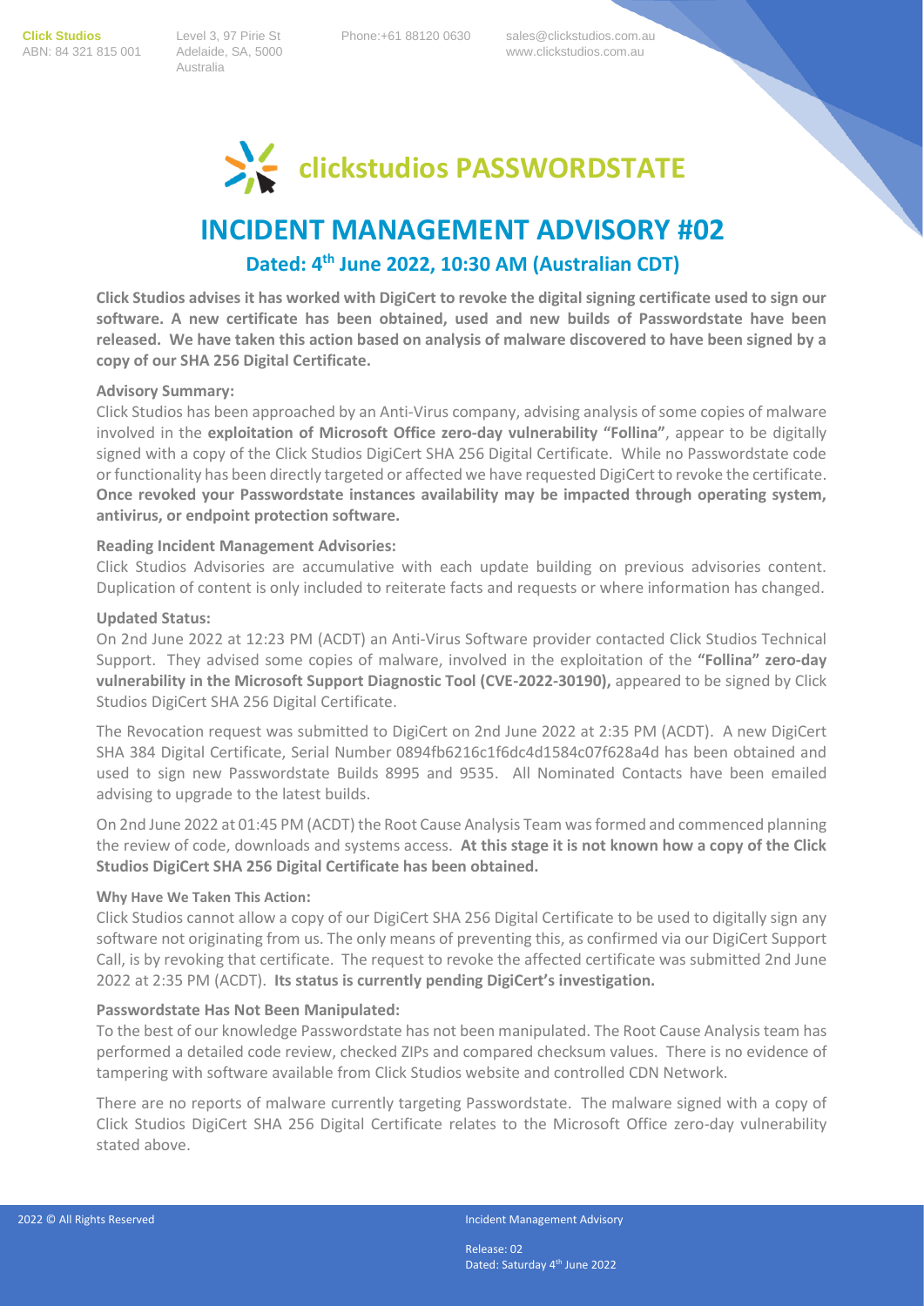**Click Studios**
ABN: 84 321 815 001

Level 3, 97 Pirie St
Adelaide, SA, 5000
Australia

Phone:+61 88120 0630

sales@clickstudios.com.au
www.clickstudios.com.au

**clickstudios PASSWORDSTATE**

# INCIDENT MANAGEMENT ADVISORY #02

## Dated: 4th June 2022, 10:30 AM (Australian CDT)

**Click Studios advises it has worked with DigiCert to revoke the digital signing certificate used to sign our software. A new certificate has been obtained, used and new builds of Passwordstate have been released. We have taken this action based on analysis of malware discovered to have been signed by a copy of our SHA 256 Digital Certificate.**

### Advisory Summary:

Click Studios has been approached by an Anti-Virus company, advising analysis of some copies of malware involved in the **exploitation of Microsoft Office zero-day vulnerability "Follina"**, appear to be digitally signed with a copy of the Click Studios DigiCert SHA 256 Digital Certificate. While no Passwordstate code or functionality has been directly targeted or affected we have requested DigiCert to revoke the certificate. **Once revoked your Passwordstate instances availability may be impacted through operating system, antivirus, or endpoint protection software.**

### Reading Incident Management Advisories:

Click Studios Advisories are accumulative with each update building on previous advisories content. Duplication of content is only included to reiterate facts and requests or where information has changed.

### Updated Status:

On 2nd June 2022 at 12:23 PM (ACDT) an Anti-Virus Software provider contacted Click Studios Technical Support. They advised some copies of malware, involved in the exploitation of the **"Follina" zero-day vulnerability in the Microsoft Support Diagnostic Tool (CVE-2022-30190),** appeared to be signed by Click Studios DigiCert SHA 256 Digital Certificate.

The Revocation request was submitted to DigiCert on 2nd June 2022 at 2:35 PM (ACDT). A new DigiCert SHA 384 Digital Certificate, Serial Number 0894fb6216c1f6dc4d1584c07f628a4d has been obtained and used to sign new Passwordstate Builds 8995 and 9535. All Nominated Contacts have been emailed advising to upgrade to the latest builds.

On 2nd June 2022 at 01:45 PM (ACDT) the Root Cause Analysis Team was formed and commenced planning the review of code, downloads and systems access. **At this stage it is not known how a copy of the Click Studios DigiCert SHA 256 Digital Certificate has been obtained.**

### Why Have We Taken This Action:

Click Studios cannot allow a copy of our DigiCert SHA 256 Digital Certificate to be used to digitally sign any software not originating from us. The only means of preventing this, as confirmed via our DigiCert Support Call, is by revoking that certificate. The request to revoke the affected certificate was submitted 2nd June 2022 at 2:35 PM (ACDT). **Its status is currently pending DigiCert's investigation.**

### Passwordstate Has Not Been Manipulated:

To the best of our knowledge Passwordstate has not been manipulated. The Root Cause Analysis team has performed a detailed code review, checked ZIPs and compared checksum values. There is no evidence of tampering with software available from Click Studios website and controlled CDN Network.

There are no reports of malware currently targeting Passwordstate. The malware signed with a copy of Click Studios DigiCert SHA 256 Digital Certificate relates to the Microsoft Office zero-day vulnerability stated above.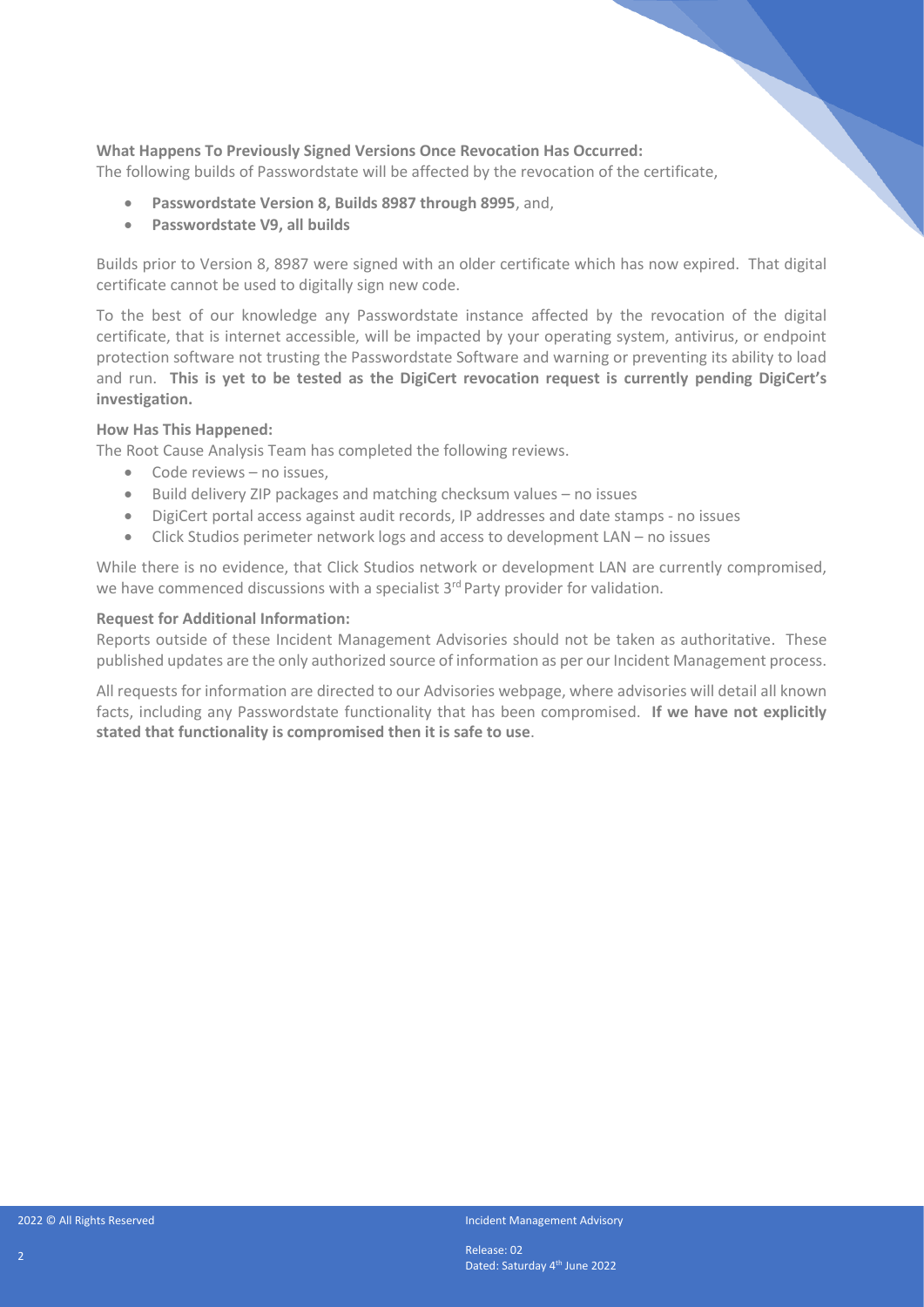**What Happens To Previously Signed Versions Once Revocation Has Occurred:**
The following builds of Passwordstate will be affected by the revocation of the certificate,

- **Passwordstate Version 8, Builds 8987 through 8995**, and,
- **Passwordstate V9, all builds**

Builds prior to Version 8, 8987 were signed with an older certificate which has now expired. That digital certificate cannot be used to digitally sign new code.

To the best of our knowledge any Passwordstate instance affected by the revocation of the digital certificate, that is internet accessible, will be impacted by your operating system, antivirus, or endpoint protection software not trusting the Passwordstate Software and warning or preventing its ability to load and run. **This is yet to be tested as the DigiCert revocation request is currently pending DigiCert's investigation.**

**How Has This Happened:**
The Root Cause Analysis Team has completed the following reviews.

- Code reviews – no issues,
- Build delivery ZIP packages and matching checksum values – no issues
- DigiCert portal access against audit records, IP addresses and date stamps - no issues
- Click Studios perimeter network logs and access to development LAN – no issues

While there is no evidence, that Click Studios network or development LAN are currently compromised, we have commenced discussions with a specialist 3rd Party provider for validation.

**Request for Additional Information:**
Reports outside of these Incident Management Advisories should not be taken as authoritative. These published updates are the only authorized source of information as per our Incident Management process.

All requests for information are directed to our Advisories webpage, where advisories will detail all known facts, including any Passwordstate functionality that has been compromised. **If we have not explicitly stated that functionality is compromised then it is safe to use**.